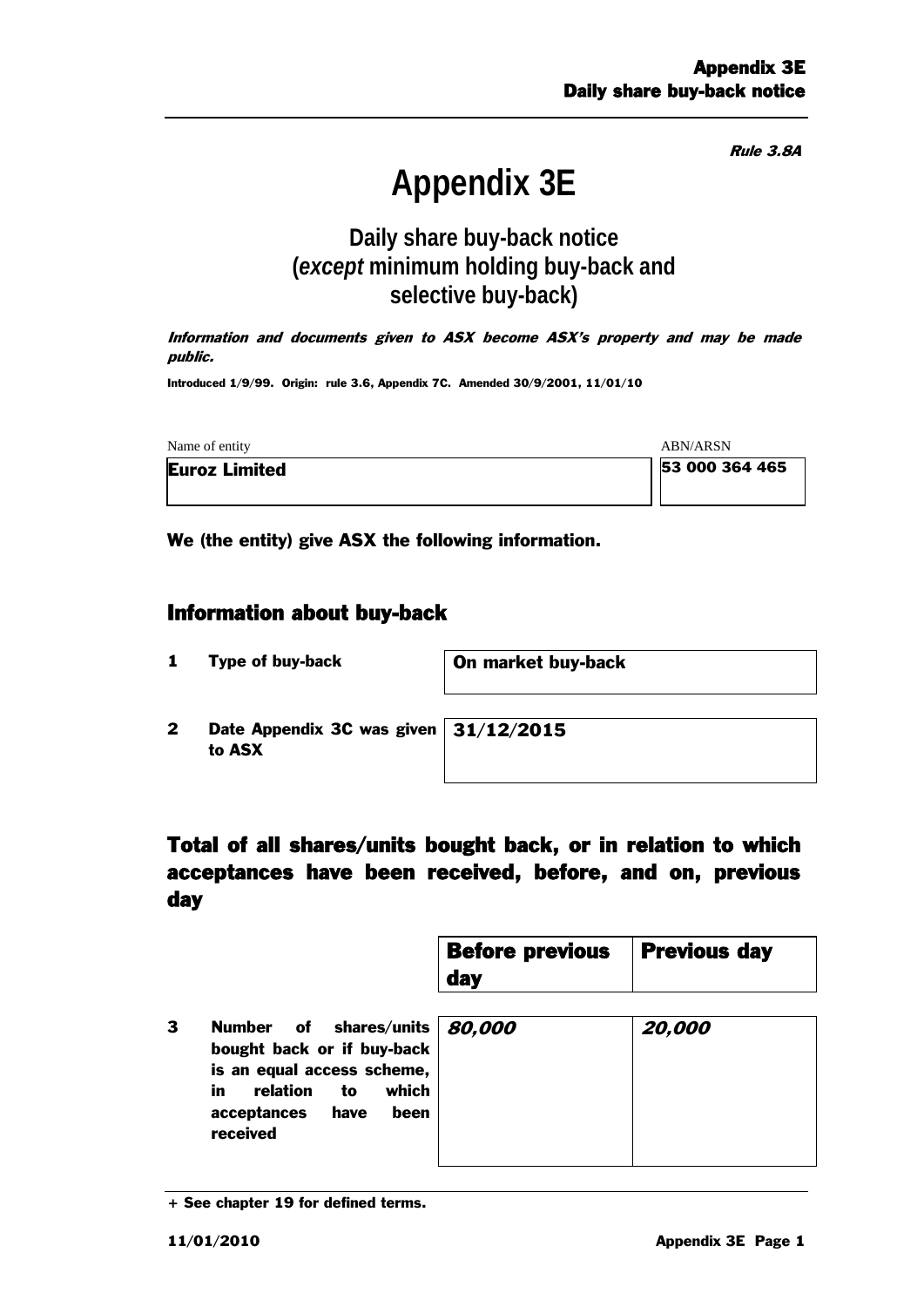*Rule 3.8A*

# Appendix 3E

## Daily share buy-back notice (*except* minimum holding buy-back and selective buy-back)

***Information and documents given to ASX become ASX's property and may be made public.***

**Introduced 1/9/99. Origin: rule 3.6, Appendix 7C. Amended 30/9/2001, 11/01/10**

| Name of entity | ABN/ARSN |
|---|---|
| **Euroz Limited** | **53 000 364 465** |

**We (the entity) give ASX the following information.**

## Information about buy-back

| | | |
|---|---|---|
| **1** | **Type of buy-back** | **On market buy-back** |
| **2** | **Date Appendix 3C was given to ASX** | **31/12/2015** |

## Total of all shares/units bought back, or in relation to which acceptances have been received, before, and on, previous day

| | | **Before previous day** | **Previous day** |
|---|---|---|---|
| **3** | **Number of shares/units bought back or if buy-back is an equal access scheme, in relation to which acceptances have been received** | ***80,000*** | ***20,000*** |

**+ See chapter 19 for defined terms.**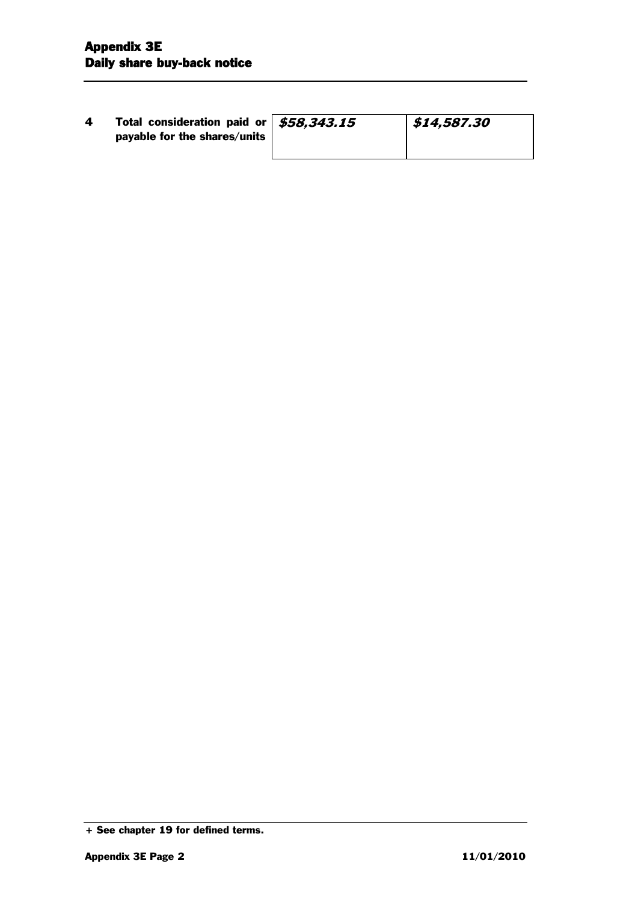| | | | |
|---|---|---|---|
| 4 | **Total consideration paid or payable for the shares/units** | ***$58,343.15*** | ***$14,587.30*** |

+ See chapter 19 for defined terms.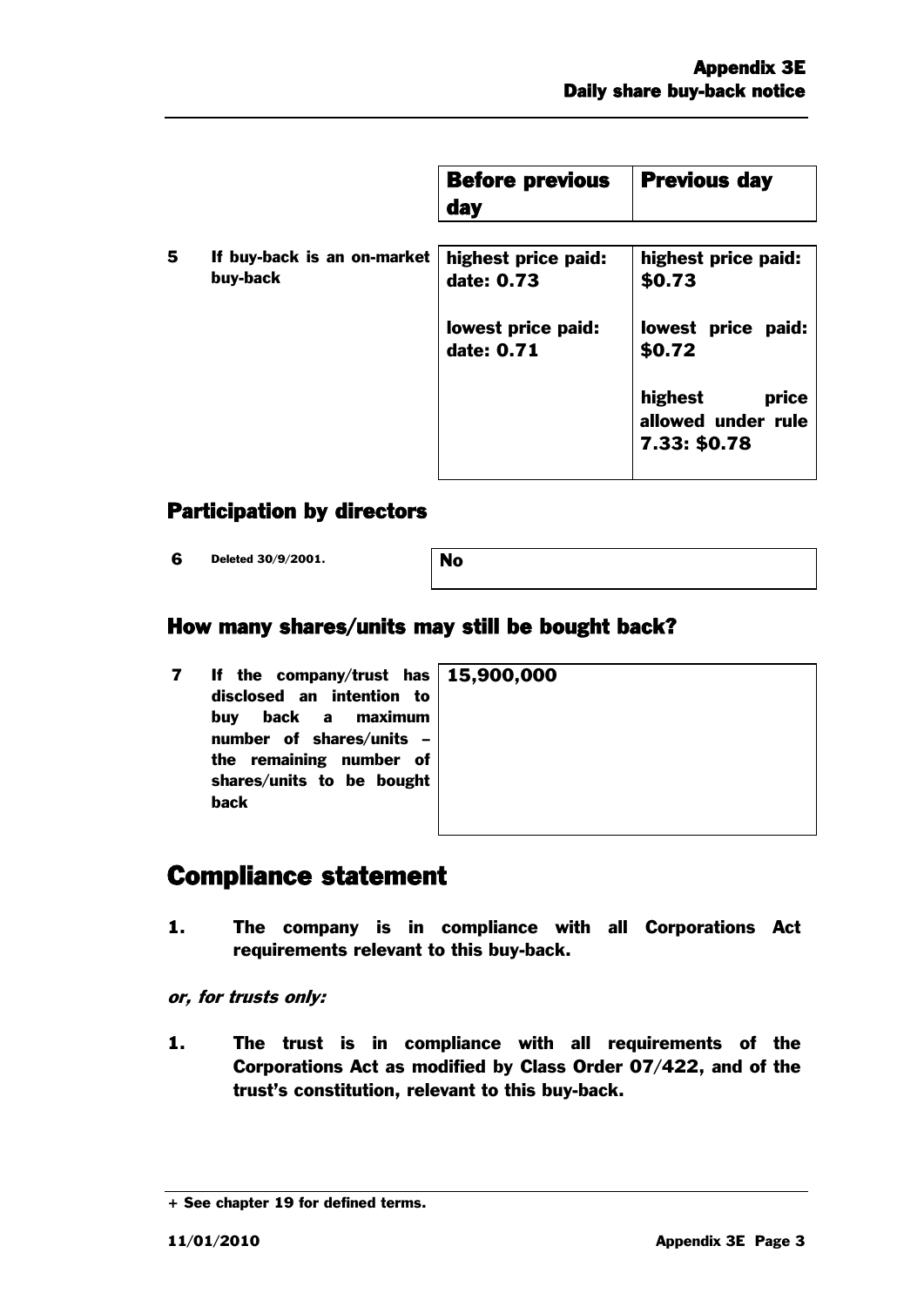| | | Before previous day | Previous day |
|---|---|---|---|
| 5 | If buy-back is an on-market buy-back | highest price paid: date: 0.73<br><br>lowest price paid: date: 0.71 | highest price paid: $0.73<br><br>lowest price paid: $0.72<br><br>highest price allowed under rule 7.33: $0.78 |

## Participation by directors

| | | |
|---|---|---|
| 6 | Deleted 30/9/2001. | No |

## How many shares/units may still be bought back?

| | | |
|---|---|---|
| 7 | If the company/trust has disclosed an intention to buy back a maximum number of shares/units – the remaining number of shares/units to be bought back | 15,900,000 |

# Compliance statement

1. **The company is in compliance with all Corporations Act requirements relevant to this buy-back.**

***or, for trusts only:***

1. **The trust is in compliance with all requirements of the Corporations Act as modified by Class Order 07/422, and of the trust's constitution, relevant to this buy-back.**

+ See chapter 19 for defined terms.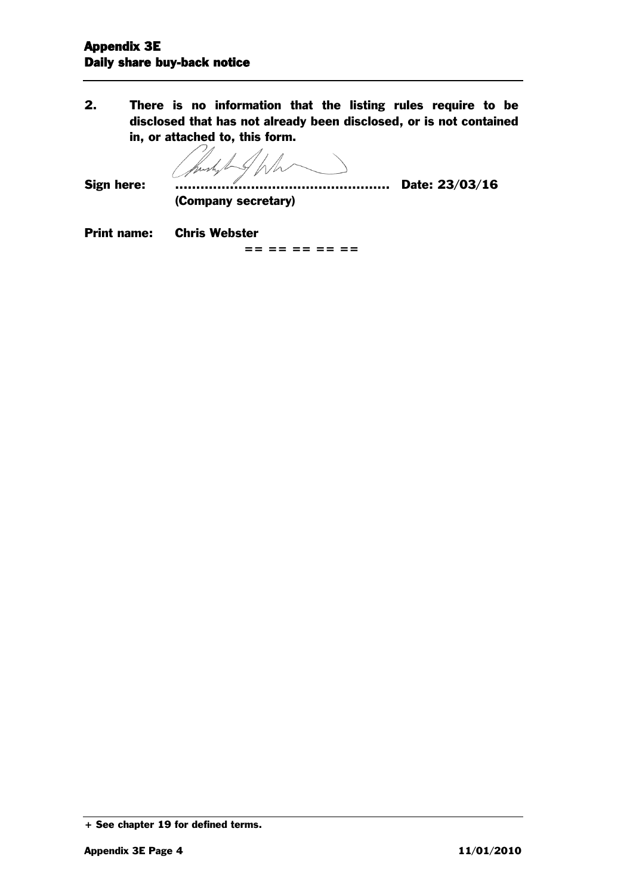**2. There is no information that the listing rules require to be disclosed that has not already been disclosed, or is not contained in, or attached to, this form.**

**Sign here:** ............................................. **Date: 23/03/16**
**(Company secretary)**

**Print name:** **Chris Webster**

== == == == ==

**+ See chapter 19 for defined terms.**